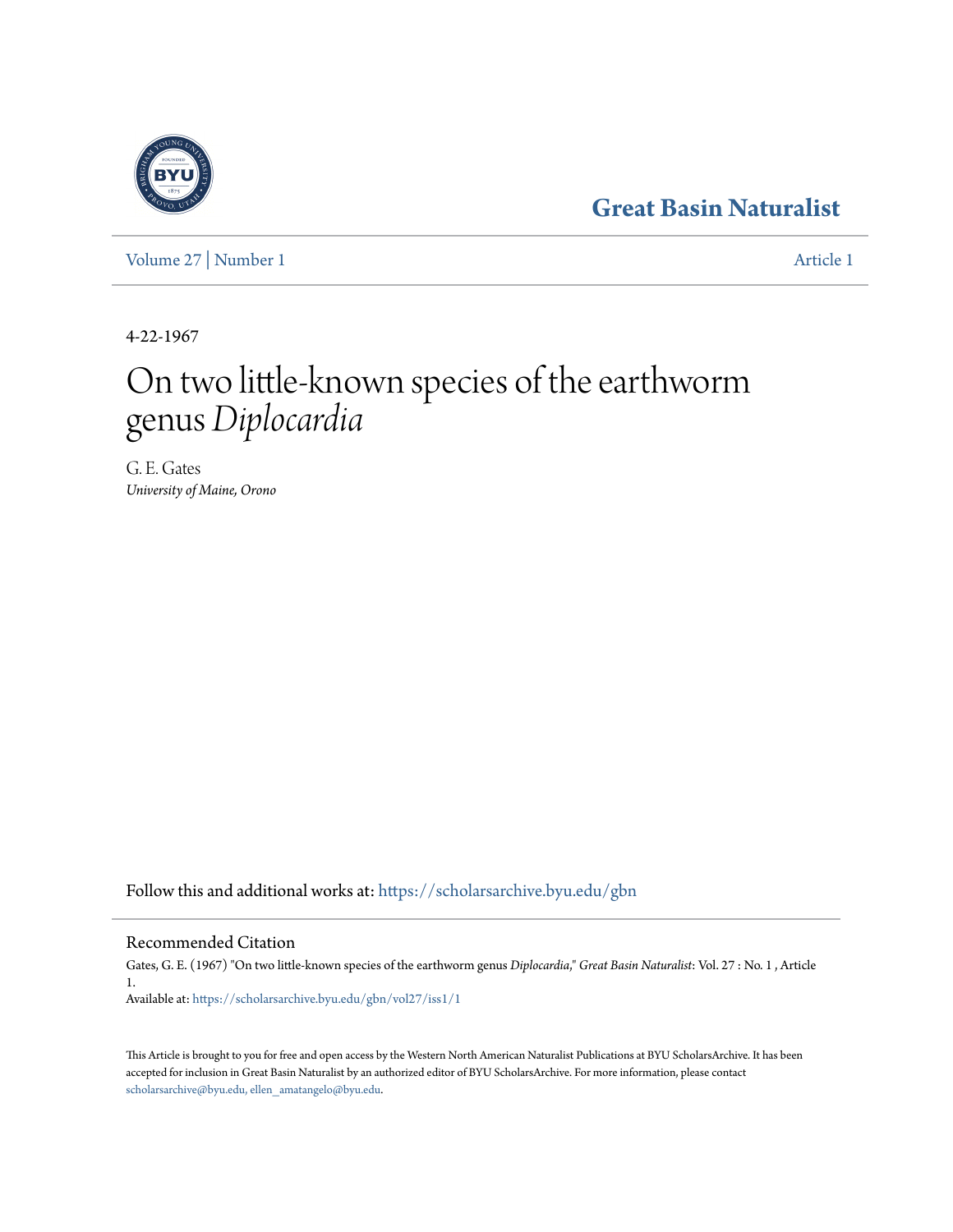Great Basin Naturalist

Volume 27 | Number 1 — Article 1

4-22-1967

# On two little-known species of the earthworm genus *Diplocardia*

G. E. Gates
*University of Maine, Orono*

Follow this and additional works at: https://scholarsarchive.byu.edu/gbn

## Recommended Citation

Gates, G. E. (1967) "On two little-known species of the earthworm genus *Diplocardia*," *Great Basin Naturalist*: Vol. 27 : No. 1 , Article 1.
Available at: https://scholarsarchive.byu.edu/gbn/vol27/iss1/1

This Article is brought to you for free and open access by the Western North American Naturalist Publications at BYU ScholarsArchive. It has been accepted for inclusion in Great Basin Naturalist by an authorized editor of BYU ScholarsArchive. For more information, please contact scholarsarchive@byu.edu, ellen_amatangelo@byu.edu.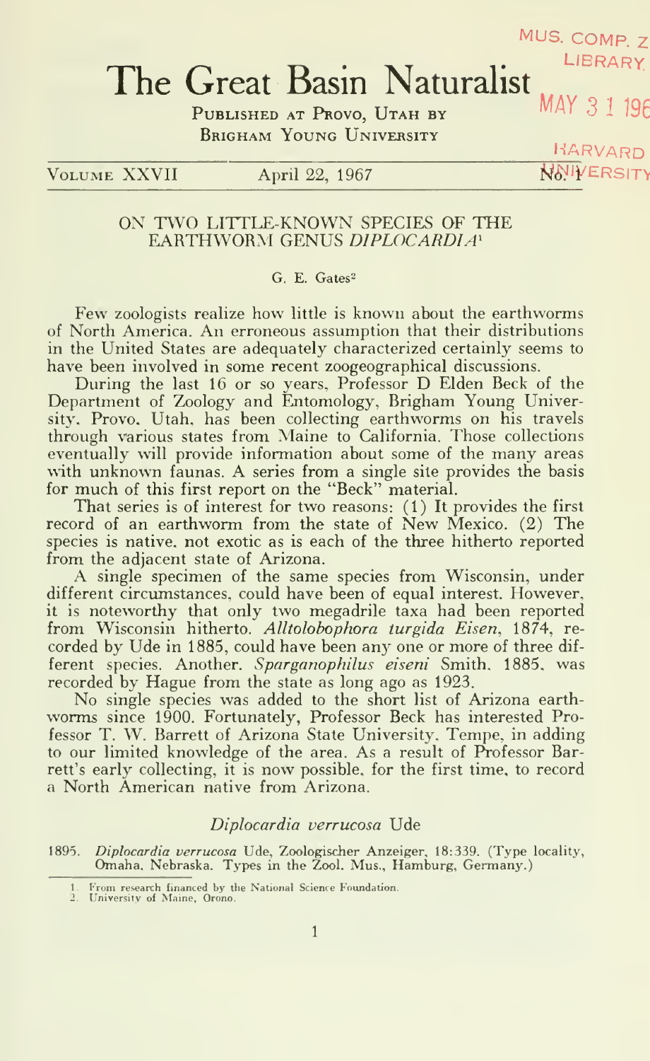# The Great Basin Naturalist

Published at Provo, Utah by
Brigham Young University

Volume XXVII — April 22, 1967 — No. 1

## ON TWO LITTLE-KNOWN SPECIES OF THE EARTHWORM GENUS *DIPLOCARDIA*[1]

G. E. Gates[2]

Few zoologists realize how little is known about the earthworms of North America. An erroneous assumption that their distributions in the United States are adequately characterized certainly seems to have been involved in some recent zoogeographical discussions.

During the last 16 or so years, Professor D Elden Beck of the Department of Zoology and Entomology, Brigham Young University, Provo, Utah, has been collecting earthworms on his travels through various states from Maine to California. Those collections eventually will provide information about some of the many areas with unknown faunas. A series from a single site provides the basis for much of this first report on the "Beck" material.

That series is of interest for two reasons: (1) It provides the first record of an earthworm from the state of New Mexico. (2) The species is native, not exotic as is each of the three hitherto reported from the adjacent state of Arizona.

A single specimen of the same species from Wisconsin, under different circumstances, could have been of equal interest. However, it is noteworthy that only two megadrile taxa had been reported from Wisconsin hitherto. *Alltolobophora turgida Eisen*, 1874, recorded by Ude in 1885, could have been any one or more of three different species. Another, *Sparganophilus eiseni* Smith, 1885, was recorded by Hague from the state as long ago as 1923.

No single species was added to the short list of Arizona earthworms since 1900. Fortunately, Professor Beck has interested Professor T. W. Barrett of Arizona State University, Tempe, in adding to our limited knowledge of the area. As a result of Professor Barrett's early collecting, it is now possible, for the first time, to record a North American native from Arizona.

### *Diplocardia verrucosa* Ude

1895. *Diplocardia verrucosa* Ude, Zoologischer Anzeiger, 18:339. (Type locality, Omaha, Nebraska. Types in the Zool. Mus., Hamburg, Germany.)

1. From research financed by the National Science Foundation.
2. University of Maine, Orono.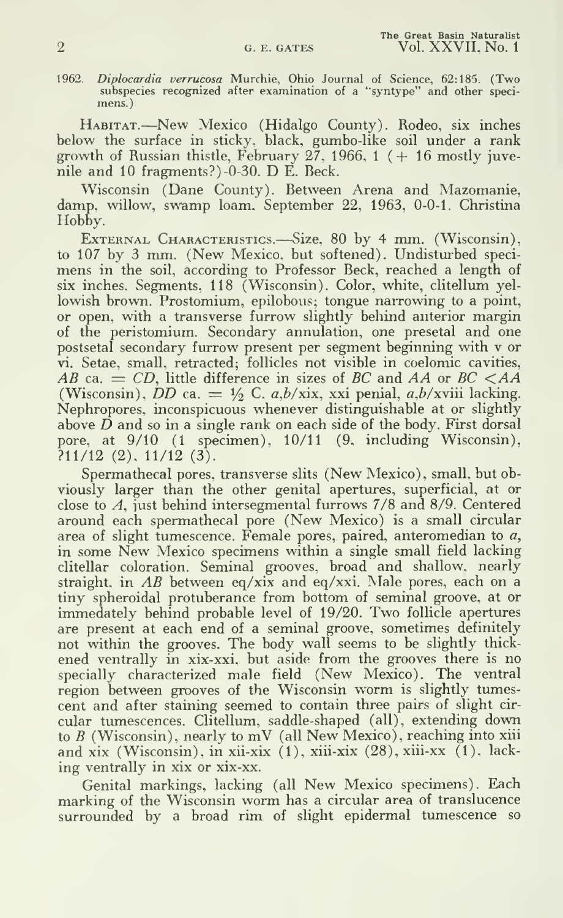1962. *Diplocardia verrucosa* Murchie, Ohio Journal of Science, 62:185. (Two subspecies recognized after examination of a "syntype" and other specimens.)

Habitat.—New Mexico (Hidalgo County). Rodeo, six inches below the surface in sticky, black, gumbo-like soil under a rank growth of Russian thistle, February 27, 1966, 1 (+ 16 mostly juvenile and 10 fragments?)-0-30. D E. Beck.

Wisconsin (Dane County). Between Arena and Mazomanie, damp, willow, swamp loam. September 22, 1963, 0-0-1. Christina Hobby.

External Characteristics.—Size, 80 by 4 mm. (Wisconsin), to 107 by 3 mm. (New Mexico, but softened). Undisturbed specimens in the soil, according to Professor Beck, reached a length of six inches. Segments, 118 (Wisconsin). Color, white, clitellum yellowish brown. Prostomium, epilobous; tongue narrowing to a point, or open, with a transverse furrow slightly behind anterior margin of the peristomium. Secondary annulation, one presetal and one postsetal secondary furrow present per segment beginning with v or vi. Setae, small, retracted; follicles not visible in coelomic cavities, *AB* ca. = *CD*, little difference in sizes of *BC* and *AA* or *BC* < *AA* (Wisconsin), *DD* ca. = ½ C. *a,b*/xix, xxi penial, *a,b*/xviii lacking. Nephropores, inconspicuous whenever distinguishable at or slightly above *D* and so in a single rank on each side of the body. First dorsal pore, at 9/10 (1 specimen), 10/11 (9, including Wisconsin), ?11/12 (2), 11/12 (3).

Spermathecal pores, transverse slits (New Mexico), small, but obviously larger than the other genital apertures, superficial, at or close to *A*, just behind intersegmental furrows 7/8 and 8/9. Centered around each spermathecal pore (New Mexico) is a small circular area of slight tumescence. Female pores, paired, anteromedian to *a*, in some New Mexico specimens within a single small field lacking clitellar coloration. Seminal grooves, broad and shallow, nearly straight, in *AB* between eq/xix and eq/xxi. Male pores, each on a tiny spheroidal protuberance from bottom of seminal groove, at or immedately behind probable level of 19/20. Two follicle apertures are present at each end of a seminal groove, sometimes definitely not within the grooves. The body wall seems to be slightly thickened ventrally in xix-xxi, but aside from the grooves there is no specially characterized male field (New Mexico). The ventral region between grooves of the Wisconsin worm is slightly tumescent and after staining seemed to contain three pairs of slight circular tumescences. Clitellum, saddle-shaped (all), extending down to *B* (Wisconsin), nearly to mV (all New Mexico), reaching into xiii and xix (Wisconsin), in xii-xix (1), xiii-xix (28), xiii-xx (1), lacking ventrally in xix or xix-xx.

Genital markings, lacking (all New Mexico specimens). Each marking of the Wisconsin worm has a circular area of translucence surrounded by a broad rim of slight epidermal tumescence so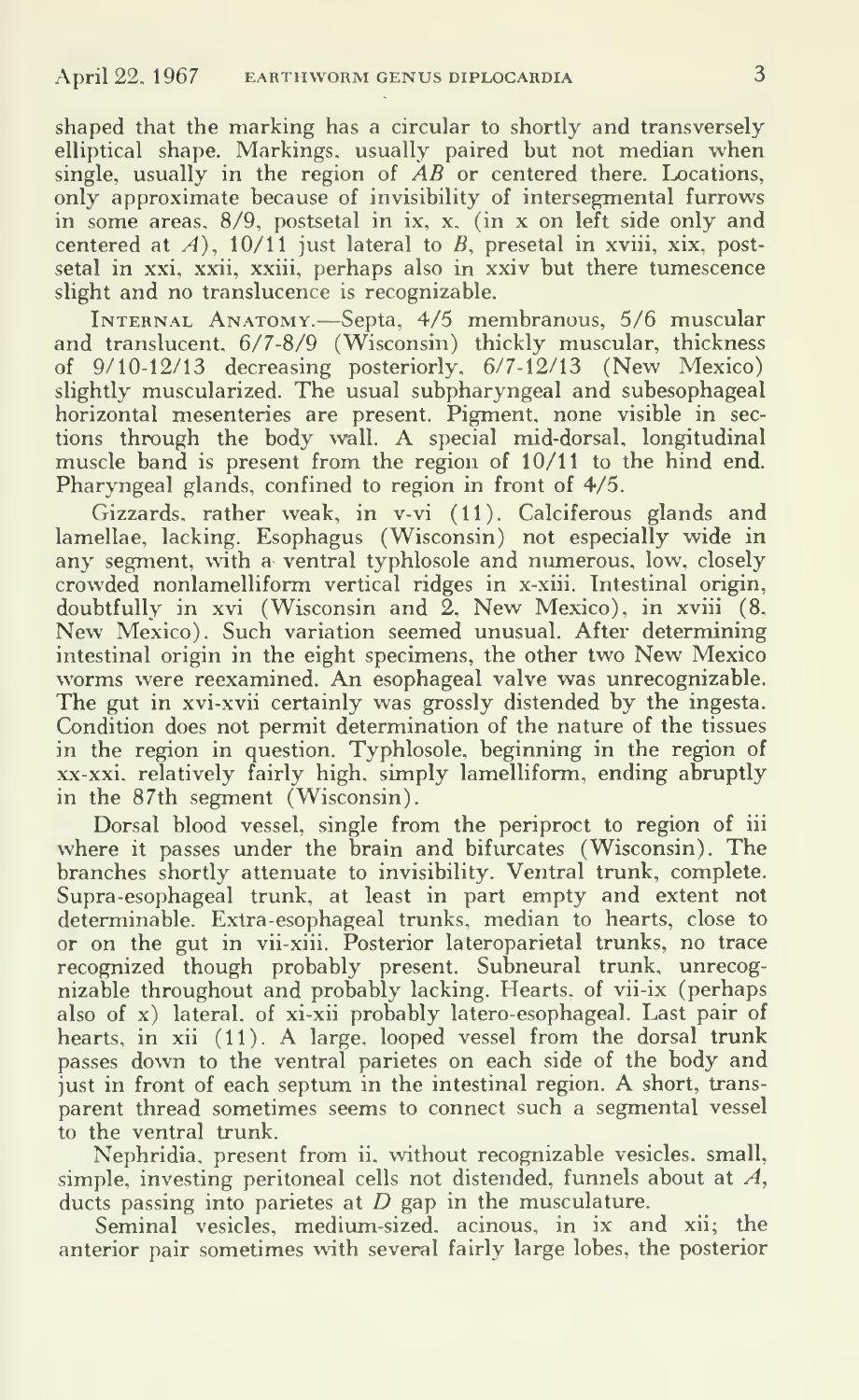shaped that the marking has a circular to shortly and transversely elliptical shape. Markings, usually paired but not median when single, usually in the region of *AB* or centered there. Locations, only approximate because of invisibility of intersegmental furrows in some areas, 8/9, postsetal in ix, x, (in x on left side only and centered at *A*), 10/11 just lateral to *B*, presetal in xviii, xix, postsetal in xxi, xxii, xxiii, perhaps also in xxiv but there tumescence slight and no translucence is recognizable.

INTERNAL ANATOMY.—Septa, 4/5 membranous, 5/6 muscular and translucent, 6/7-8/9 (Wisconsin) thickly muscular, thickness of 9/10-12/13 decreasing posteriorly, 6/7-12/13 (New Mexico) slightly muscularized. The usual subpharyngeal and subesophageal horizontal mesenteries are present. Pigment, none visible in sections through the body wall. A special mid-dorsal, longitudinal muscle band is present from the region of 10/11 to the hind end. Pharyngeal glands, confined to region in front of 4/5.

Gizzards, rather weak, in v-vi (11). Calciferous glands and lamellae, lacking. Esophagus (Wisconsin) not especially wide in any segment, with a ventral typhlosole and numerous, low, closely crowded nonlamelliform vertical ridges in x-xiii. Intestinal origin, doubtfully in xvi (Wisconsin and 2, New Mexico), in xviii (8, New Mexico). Such variation seemed unusual. After determining intestinal origin in the eight specimens, the other two New Mexico worms were reexamined. An esophageal valve was unrecognizable. The gut in xvi-xvii certainly was grossly distended by the ingesta. Condition does not permit determination of the nature of the tissues in the region in question. Typhlosole, beginning in the region of xx-xxi, relatively fairly high, simply lamelliform, ending abruptly in the 87th segment (Wisconsin).

Dorsal blood vessel, single from the periproct to region of iii where it passes under the brain and bifurcates (Wisconsin). The branches shortly attenuate to invisibility. Ventral trunk, complete. Supra-esophageal trunk, at least in part empty and extent not determinable. Extra-esophageal trunks, median to hearts, close to or on the gut in vii-xiii. Posterior lateroparietal trunks, no trace recognized though probably present. Subneural trunk, unrecognizable throughout and probably lacking. Hearts, of vii-ix (perhaps also of x) lateral, of xi-xii probably latero-esophageal. Last pair of hearts, in xii (11). A large, looped vessel from the dorsal trunk passes down to the ventral parietes on each side of the body and just in front of each septum in the intestinal region. A short, transparent thread sometimes seems to connect such a segmental vessel to the ventral trunk.

Nephridia, present from ii, without recognizable vesicles, small, simple, investing peritoneal cells not distended, funnels about at *A*, ducts passing into parietes at *D* gap in the musculature.

Seminal vesicles, medium-sized, acinous, in ix and xii; the anterior pair sometimes with several fairly large lobes, the posterior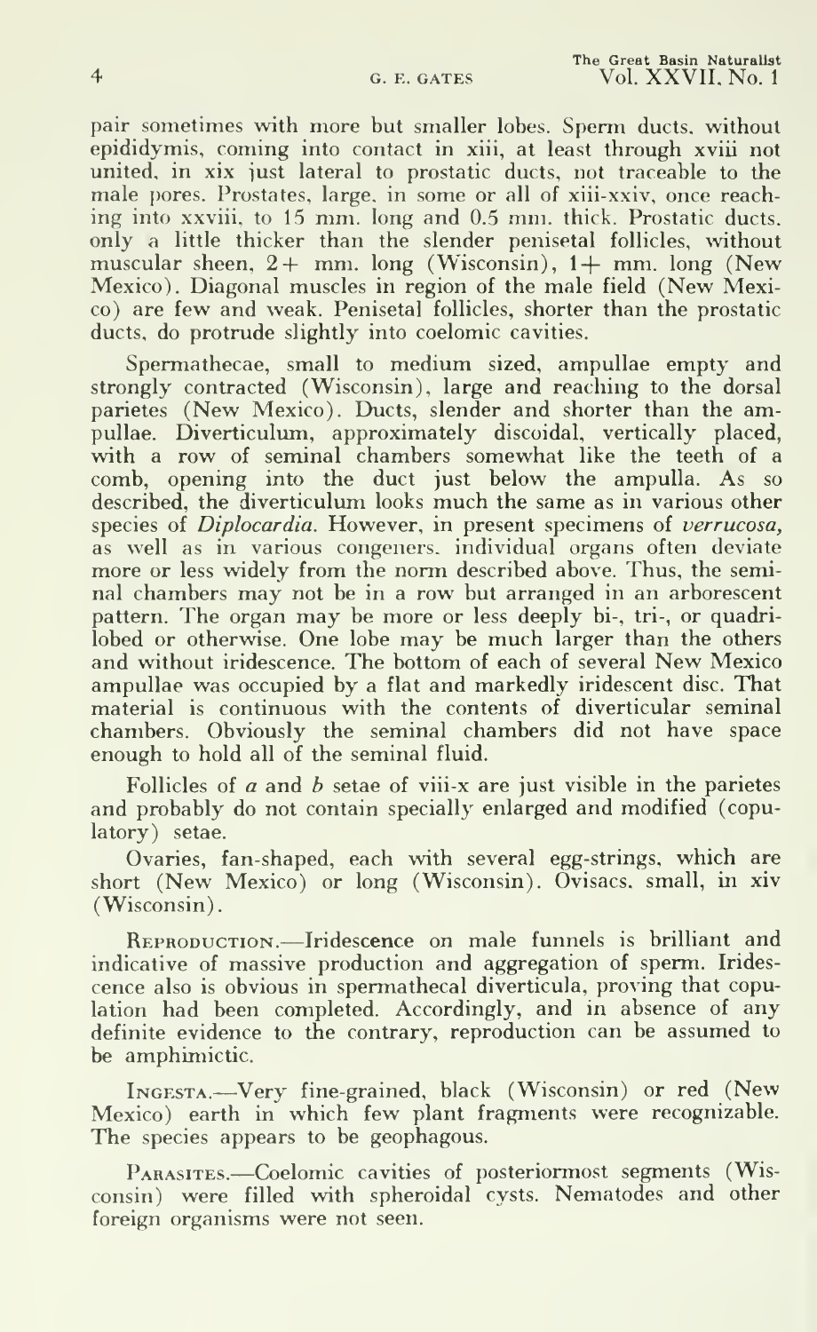pair sometimes with more but smaller lobes. Sperm ducts, without epididymis, coming into contact in xiii, at least through xviii not united, in xix just lateral to prostatic ducts, not traceable to the male pores. Prostates, large, in some or all of xiii-xxiv, once reaching into xxviii, to 15 mm. long and 0.5 mm. thick. Prostatic ducts, only a little thicker than the slender penisetal follicles, without muscular sheen, 2+ mm. long (Wisconsin), 1+ mm. long (New Mexico). Diagonal muscles in region of the male field (New Mexico) are few and weak. Penisetal follicles, shorter than the prostatic ducts, do protrude slightly into coelomic cavities.

Spermathecae, small to medium sized, ampullae empty and strongly contracted (Wisconsin), large and reaching to the dorsal parietes (New Mexico). Ducts, slender and shorter than the ampullae. Diverticulum, approximately discoidal, vertically placed, with a row of seminal chambers somewhat like the teeth of a comb, opening into the duct just below the ampulla. As so described, the diverticulum looks much the same as in various other species of *Diplocardia*. However, in present specimens of *verrucosa*, as well as in various congeners, individual organs often deviate more or less widely from the norm described above. Thus, the seminal chambers may not be in a row but arranged in an arborescent pattern. The organ may be more or less deeply bi-, tri-, or quadrilobed or otherwise. One lobe may be much larger than the others and without iridescence. The bottom of each of several New Mexico ampullae was occupied by a flat and markedly iridescent disc. That material is continuous with the contents of diverticular seminal chambers. Obviously the seminal chambers did not have space enough to hold all of the seminal fluid.

Follicles of *a* and *b* setae of viii-x are just visible in the parietes and probably do not contain specially enlarged and modified (copulatory) setae.

Ovaries, fan-shaped, each with several egg-strings, which are short (New Mexico) or long (Wisconsin). Ovisacs, small, in xiv (Wisconsin).

Reproduction.—Iridescence on male funnels is brilliant and indicative of massive production and aggregation of sperm. Iridescence also is obvious in spermathecal diverticula, proving that copulation had been completed. Accordingly, and in absence of any definite evidence to the contrary, reproduction can be assumed to be amphimictic.

Ingesta.—Very fine-grained, black (Wisconsin) or red (New Mexico) earth in which few plant fragments were recognizable. The species appears to be geophagous.

Parasites.—Coelomic cavities of posteriormost segments (Wisconsin) were filled with spheroidal cysts. Nematodes and other foreign organisms were not seen.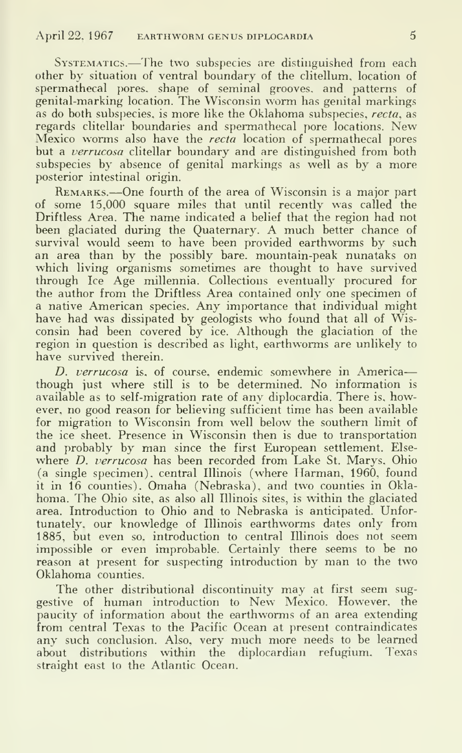Systematics.—The two subspecies are distinguished from each other by situation of ventral boundary of the clitellum, location of spermathecal pores, shape of seminal grooves, and patterns of genital-marking location. The Wisconsin worm has genital markings as do both subspecies, is more like the Oklahoma subspecies, *recta*, as regards clitellar boundaries and spermathecal pore locations. New Mexico worms also have the *recta* location of spermathecal pores but a *verrucosa* clitellar boundary and are distinguished from both subspecies by absence of genital markings as well as by a more posterior intestinal origin.

Remarks.—One fourth of the area of Wisconsin is a major part of some 15,000 square miles that until recently was called the Driftless Area. The name indicated a belief that the region had not been glaciated during the Quaternary. A much better chance of survival would seem to have been provided earthworms by such an area than by the possibly bare, mountain-peak nunataks on which living organisms sometimes are thought to have survived through Ice Age millennia. Collections eventually procured for the author from the Driftless Area contained only one specimen of a native American species. Any importance that individual might have had was dissipated by geologists who found that all of Wisconsin had been covered by ice. Although the glaciation of the region in question is described as light, earthworms are unlikely to have survived therein.

*D. verrucosa* is, of course, endemic somewhere in America—though just where still is to be determined. No information is available as to self-migration rate of any diplocardia. There is, however, no good reason for believing sufficient time has been available for migration to Wisconsin from well below the southern limit of the ice sheet. Presence in Wisconsin then is due to transportation and probably by man since the first European settlement. Elsewhere *D. verrucosa* has been recorded from Lake St. Marys, Ohio (a single specimen), central Illinois (where Harman, 1960, found it in 16 counties), Omaha (Nebraska), and two counties in Oklahoma. The Ohio site, as also all Illinois sites, is within the glaciated area. Introduction to Ohio and to Nebraska is anticipated. Unfortunately, our knowledge of Illinois earthworms dates only from 1885, but even so, introduction to central Illinois does not seem impossible or even improbable. Certainly there seems to be no reason at present for suspecting introduction by man to the two Oklahoma counties.

The other distributional discontinuity may at first seem suggestive of human introduction to New Mexico. However, the paucity of information about the earthworms of an area extending from central Texas to the Pacific Ocean at present contraindicates any such conclusion. Also, very much more needs to be learned about distributions within the diplocardian refugium, Texas straight east to the Atlantic Ocean.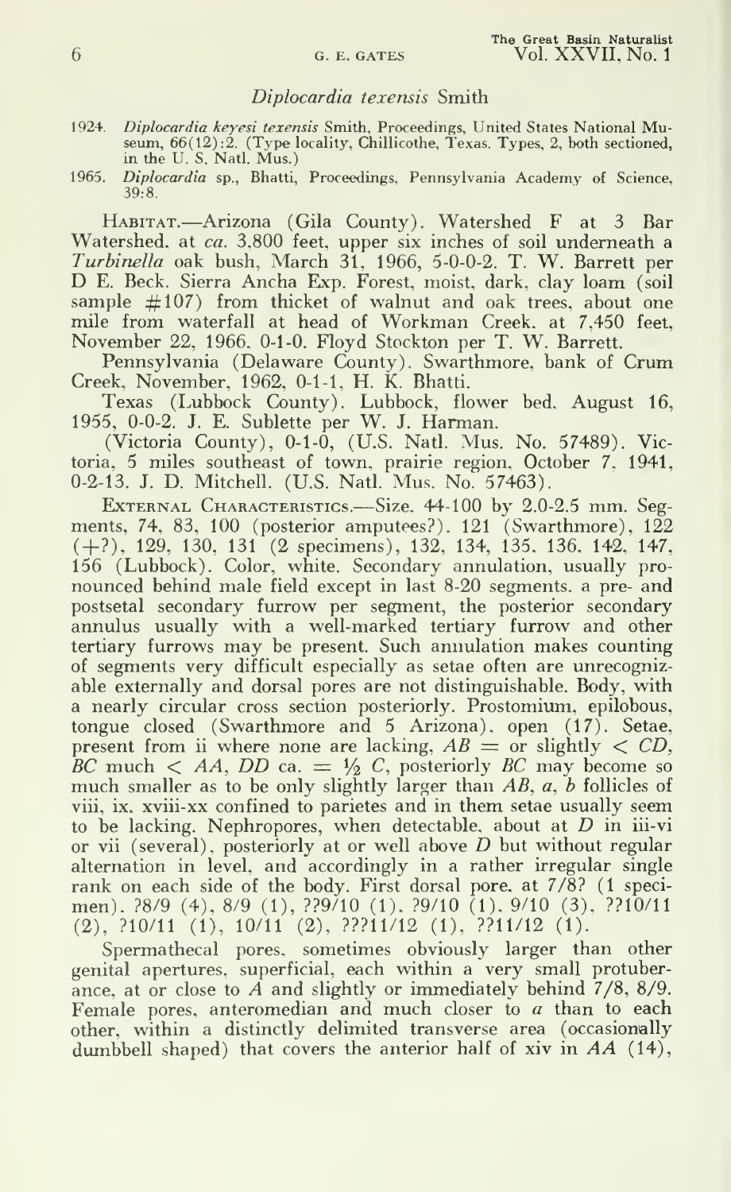### *Diplocardia texensis* Smith

1924. *Diplocardia keyesi texensis* Smith, Proceedings, United States National Museum, 66(12):2. (Type locality, Chillicothe, Texas. Types, 2, both sectioned, in the U. S. Natl. Mus.)

1965. *Diplocardia* sp., Bhatti, Proceedings, Pennsylvania Academy of Science, 39:8.

Habitat.—Arizona (Gila County). Watershed F at 3 Bar Watershed, at *ca.* 3,800 feet, upper six inches of soil underneath a *Turbinella* oak bush, March 31, 1966, 5-0-0-2. T. W. Barrett per D E. Beck. Sierra Ancha Exp. Forest, moist, dark, clay loam (soil sample #107) from thicket of walnut and oak trees, about one mile from waterfall at head of Workman Creek, at 7,450 feet, November 22, 1966, 0-1-0. Floyd Stockton per T. W. Barrett.

Pennsylvania (Delaware County). Swarthmore, bank of Crum Creek, November, 1962, 0-1-1, H. K. Bhatti.

Texas (Lubbock County). Lubbock, flower bed, August 16, 1955, 0-0-2. J. E. Sublette per W. J. Harman.

(Victoria County), 0-1-0, (U.S. Natl. Mus. No. 57489). Victoria, 5 miles southeast of town, prairie region, October 7, 1941, 0-2-13. J. D. Mitchell. (U.S. Natl. Mus. No. 57463).

External Characteristics.—Size, 44-100 by 2.0-2.5 mm. Segments, 74, 83, 100 (posterior amputees?), 121 (Swarthmore), 122 (+?), 129, 130, 131 (2 specimens), 132, 134, 135, 136, 142, 147, 156 (Lubbock). Color, white. Secondary annulation, usually pronounced behind male field except in last 8-20 segments, a pre- and postsetal secondary furrow per segment, the posterior secondary annulus usually with a well-marked tertiary furrow and other tertiary furrows may be present. Such annulation makes counting of segments very difficult especially as setae often are unrecognizable externally and dorsal pores are not distinguishable. Body, with a nearly circular cross section posteriorly. Prostomium, epilobous, tongue closed (Swarthmore and 5 Arizona), open (17). Setae, present from ii where none are lacking, $AB =$ or slightly $< CD$, $BC$ much $< AA$, $DD$ ca. $= \frac{1}{2}$ $C$, posteriorly $BC$ may become so much smaller as to be only slightly larger than $AB$, $a$, $b$ follicles of viii, ix, xviii-xx confined to parietes and in them setae usually seem to be lacking. Nephropores, when detectable, about at $D$ in iii-vi or vii (several), posteriorly at or well above $D$ but without regular alternation in level, and accordingly in a rather irregular single rank on each side of the body. First dorsal pore, at 7/8? (1 specimen), ?8/9 (4), 8/9 (1), ??9/10 (1), ?9/10 (1), 9/10 (3), ??10/11 (2), ?10/11 (1), 10/11 (2), ???11/12 (1), ??11/12 (1).

Spermathecal pores, sometimes obviously larger than other genital apertures, superficial, each within a very small protuberance, at or close to $A$ and slightly or immediately behind 7/8, 8/9. Female pores, anteromedian and much closer to $a$ than to each other, within a distinctly delimited transverse area (occasionally dumbbell shaped) that covers the anterior half of xiv in $AA$ (14),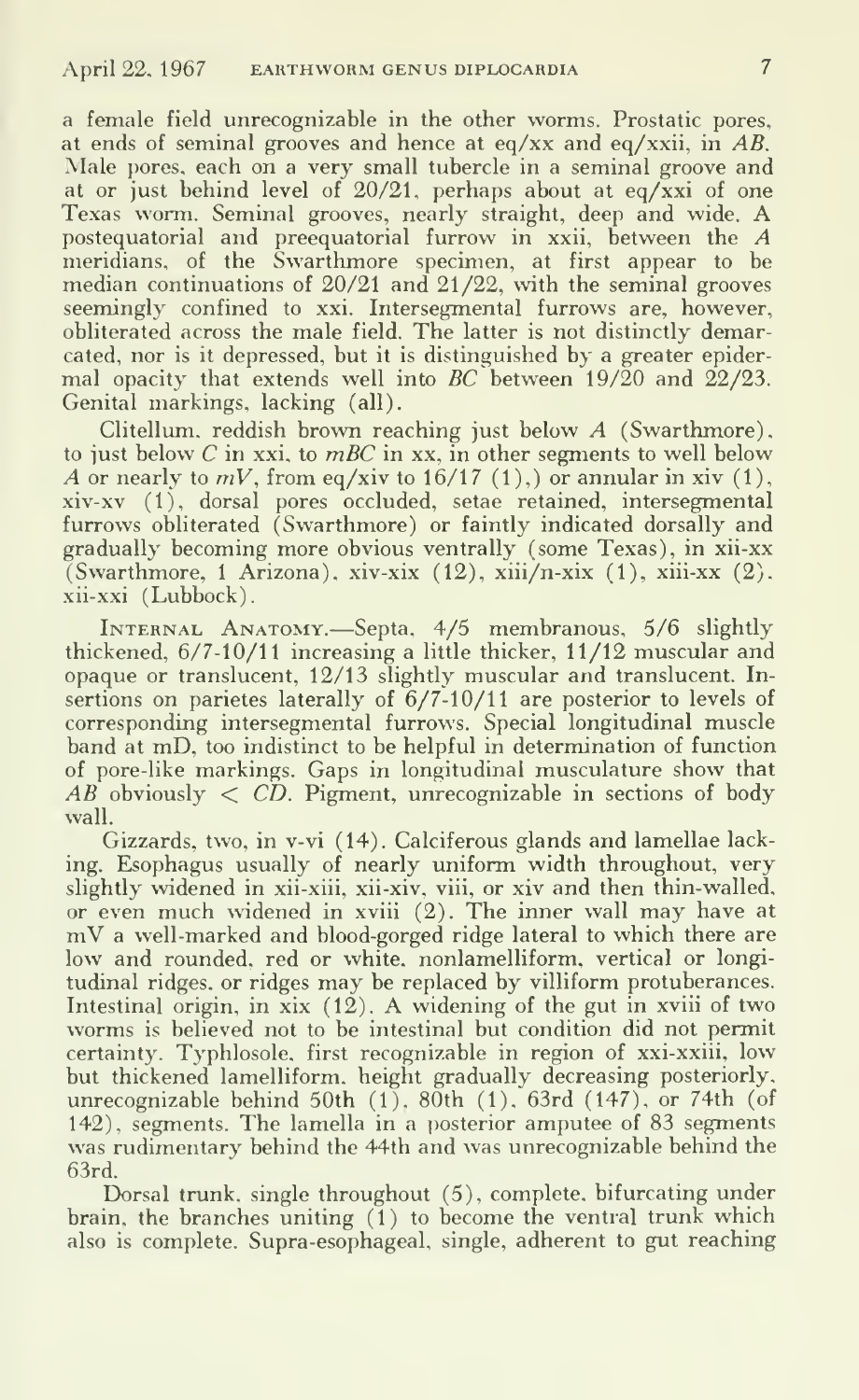a female field unrecognizable in the other worms. Prostatic pores, at ends of seminal grooves and hence at eq/xx and eq/xxii, in *AB*. Male pores, each on a very small tubercle in a seminal groove and at or just behind level of 20/21, perhaps about at eq/xxi of one Texas worm. Seminal grooves, nearly straight, deep and wide. A postequatorial and preequatorial furrow in xxii, between the *A* meridians, of the Swarthmore specimen, at first appear to be median continuations of 20/21 and 21/22, with the seminal grooves seemingly confined to xxi. Intersegmental furrows are, however, obliterated across the male field. The latter is not distinctly demarcated, nor is it depressed, but it is distinguished by a greater epidermal opacity that extends well into *BC* between 19/20 and 22/23. Genital markings, lacking (all).

Clitellum, reddish brown reaching just below *A* (Swarthmore), to just below *C* in xxi, to *mBC* in xx, in other segments to well below *A* or nearly to *mV*, from eq/xiv to 16/17 (1),) or annular in xiv (1), xiv-xv (1), dorsal pores occluded, setae retained, intersegmental furrows obliterated (Swarthmore) or faintly indicated dorsally and gradually becoming more obvious ventrally (some Texas), in xii-xx (Swarthmore, 1 Arizona), xiv-xix (12), xiii/n-xix (1), xiii-xx (2), xii-xxi (Lubbock).

Internal Anatomy.—Septa, 4/5 membranous, 5/6 slightly thickened, 6/7-10/11 increasing a little thicker, 11/12 muscular and opaque or translucent, 12/13 slightly muscular and translucent. Insertions on parietes laterally of 6/7-10/11 are posterior to levels of corresponding intersegmental furrows. Special longitudinal muscle band at mD, too indistinct to be helpful in determination of function of pore-like markings. Gaps in longitudinal musculature show that *AB* obviously < *CD*. Pigment, unrecognizable in sections of body wall.

Gizzards, two, in v-vi (14). Calciferous glands and lamellae lacking. Esophagus usually of nearly uniform width throughout, very slightly widened in xii-xiii, xii-xiv, viii, or xiv and then thin-walled, or even much widened in xviii (2). The inner wall may have at mV a well-marked and blood-gorged ridge lateral to which there are low and rounded, red or white, nonlamelliform, vertical or longitudinal ridges, or ridges may be replaced by villiform protuberances. Intestinal origin, in xix (12). A widening of the gut in xviii of two worms is believed not to be intestinal but condition did not permit certainty. Typhlosole, first recognizable in region of xxi-xxiii, low but thickened lamelliform, height gradually decreasing posteriorly, unrecognizable behind 50th (1), 80th (1), 63rd (147), or 74th (of 142), segments. The lamella in a posterior amputee of 83 segments was rudimentary behind the 44th and was unrecognizable behind the 63rd.

Dorsal trunk, single throughout (5), complete, bifurcating under brain, the branches uniting (1) to become the ventral trunk which also is complete. Supra-esophageal, single, adherent to gut reaching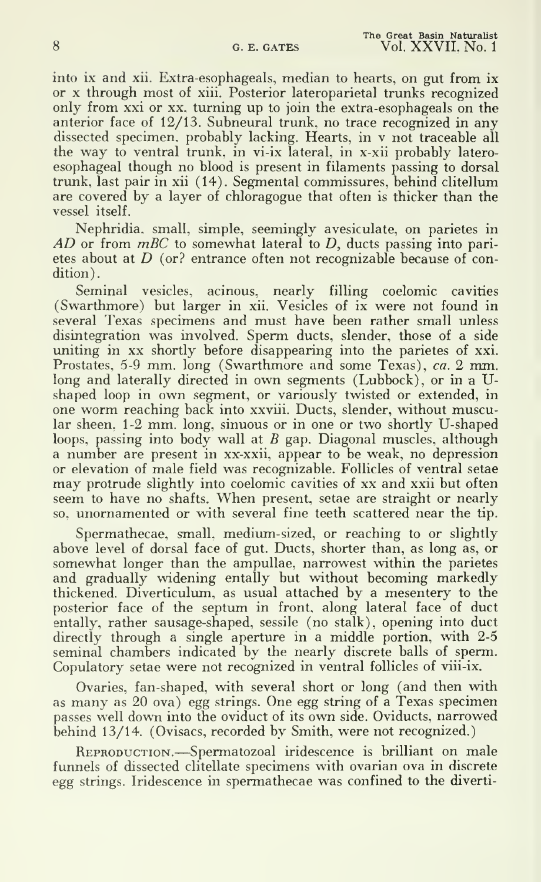into ix and xii. Extra-esophageals, median to hearts, on gut from ix or x through most of xiii. Posterior lateroparietal trunks recognized only from xxi or xx, turning up to join the extra-esophageals on the anterior face of 12/13. Subneural trunk, no trace recognized in any dissected specimen, probably lacking. Hearts, in v not traceable all the way to ventral trunk, in vi-ix lateral, in x-xii probably latero-esophageal though no blood is present in filaments passing to dorsal trunk, last pair in xii (14). Segmental commissures, behind clitellum are covered by a layer of chloragogue that often is thicker than the vessel itself.

Nephridia, small, simple, seemingly avesiculate, on parietes in *AD* or from *mBC* to somewhat lateral to *D*, ducts passing into parietes about at *D* (or? entrance often not recognizable because of condition).

Seminal vesicles, acinous, nearly filling coelomic cavities (Swarthmore) but larger in xii. Vesicles of ix were not found in several Texas specimens and must have been rather small unless disintegration was involved. Sperm ducts, slender, those of a side uniting in xx shortly before disappearing into the parietes of xxi. Prostates, 5-9 mm. long (Swarthmore and some Texas), *ca.* 2 mm. long and laterally directed in own segments (Lubbock), or in a U-shaped loop in own segment, or variously twisted or extended, in one worm reaching back into xxviii. Ducts, slender, without muscular sheen, 1-2 mm. long, sinuous or in one or two shortly U-shaped loops, passing into body wall at *B* gap. Diagonal muscles, although a number are present in xx-xxii, appear to be weak, no depression or elevation of male field was recognizable. Follicles of ventral setae may protrude slightly into coelomic cavities of xx and xxii but often seem to have no shafts. When present, setae are straight or nearly so, unornamented or with several fine teeth scattered near the tip.

Spermathecae, small, medium-sized, or reaching to or slightly above level of dorsal face of gut. Ducts, shorter than, as long as, or somewhat longer than the ampullae, narrowest within the parietes and gradually widening entally but without becoming markedly thickened. Diverticulum, as usual attached by a mesentery to the posterior face of the septum in front, along lateral face of duct entally, rather sausage-shaped, sessile (no stalk), opening into duct directly through a single aperture in a middle portion, with 2-5 seminal chambers indicated by the nearly discrete balls of sperm. Copulatory setae were not recognized in ventral follicles of viii-ix.

Ovaries, fan-shaped, with several short or long (and then with as many as 20 ova) egg strings. One egg string of a Texas specimen passes well down into the oviduct of its own side. Oviducts, narrowed behind 13/14. (Ovisacs, recorded by Smith, were not recognized.)

Reproduction.—Spermatozoal iridescence is brilliant on male funnels of dissected clitellate specimens with ovarian ova in discrete egg strings. Iridescence in spermathecae was confined to the diverti-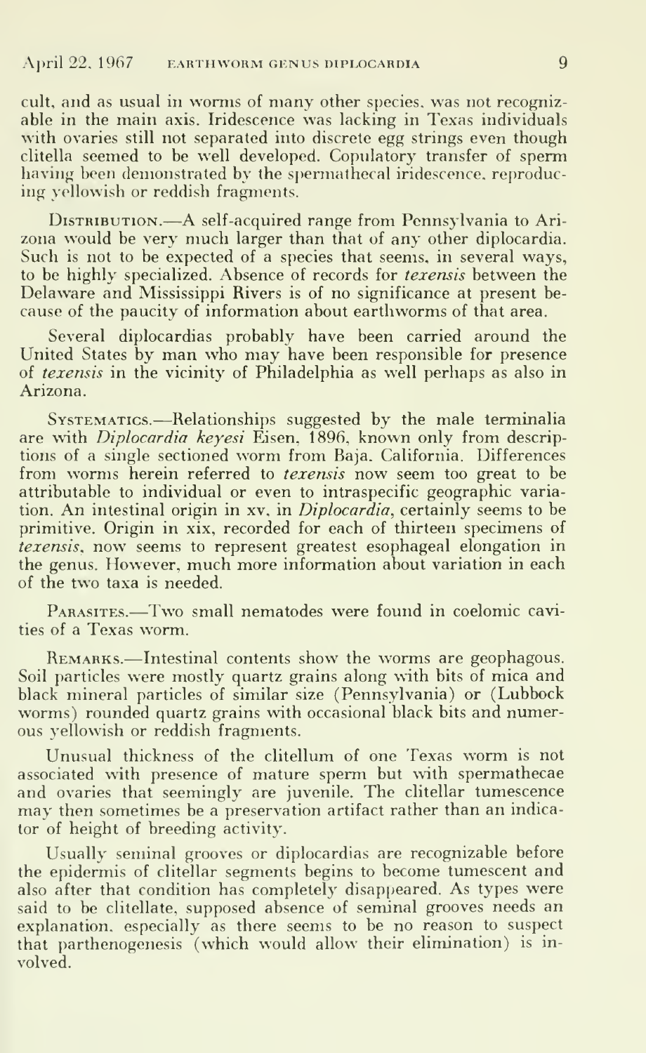cult, and as usual in worms of many other species, was not recognizable in the main axis. Iridescence was lacking in Texas individuals with ovaries still not separated into discrete egg strings even though clitella seemed to be well developed. Copulatory transfer of sperm having been demonstrated by the spermathecal iridescence, reproducing yellowish or reddish fragments.

DISTRIBUTION.—A self-acquired range from Pennsylvania to Arizona would be very much larger than that of any other diplocardia. Such is not to be expected of a species that seems, in several ways, to be highly specialized. Absence of records for *texensis* between the Delaware and Mississippi Rivers is of no significance at present because of the paucity of information about earthworms of that area.

Several diplocardias probably have been carried around the United States by man who may have been responsible for presence of *texensis* in the vicinity of Philadelphia as well perhaps as also in Arizona.

SYSTEMATICS.—Relationships suggested by the male terminalia are with *Diplocardia keyesi* Eisen, 1896, known only from descriptions of a single sectioned worm from Baja. California. Differences from worms herein referred to *texensis* now seem too great to be attributable to individual or even to intraspecific geographic variation. An intestinal origin in xv, in *Diplocardia*, certainly seems to be primitive. Origin in xix, recorded for each of thirteen specimens of *texensis*, now seems to represent greatest esophageal elongation in the genus. However, much more information about variation in each of the two taxa is needed.

PARASITES.—Two small nematodes were found in coelomic cavities of a Texas worm.

REMARKS.—Intestinal contents show the worms are geophagous. Soil particles were mostly quartz grains along with bits of mica and black mineral particles of similar size (Pennsylvania) or (Lubbock worms) rounded quartz grains with occasional black bits and numerous yellowish or reddish fragments.

Unusual thickness of the clitellum of one Texas worm is not associated with presence of mature sperm but with spermathecae and ovaries that seemingly are juvenile. The clitellar tumescence may then sometimes be a preservation artifact rather than an indicator of height of breeding activity.

Usually seminal grooves or diplocardias are recognizable before the epidermis of clitellar segments begins to become tumescent and also after that condition has completely disappeared. As types were said to be clitellate, supposed absence of seminal grooves needs an explanation, especially as there seems to be no reason to suspect that parthenogenesis (which would allow their elimination) is involved.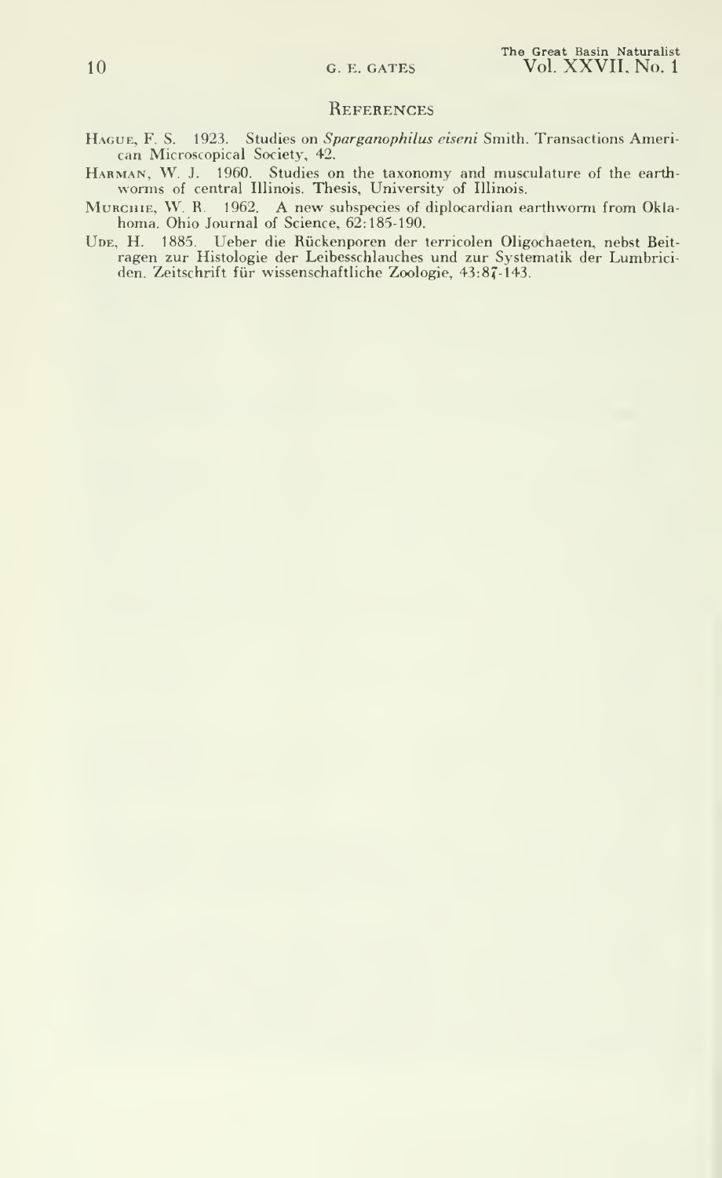## References

Hague, F. S. 1923. Studies on *Sparganophilus eiseni* Smith. Transactions American Microscopical Society, 42.

Harman, W. J. 1960. Studies on the taxonomy and musculature of the earthworms of central Illinois. Thesis, University of Illinois.

Murchie, W. R. 1962. A new subspecies of diplocardian earthworm from Oklahoma. Ohio Journal of Science, 62:185-190.

Ude, H. 1885. Ueber die Rückenporen der terricolen Oligochaeten, nebst Beitragen zur Histologie der Leibesschlauches und zur Systematik der Lumbriciden. Zeitschrift für wissenschaftliche Zoologie, 43:87-143.